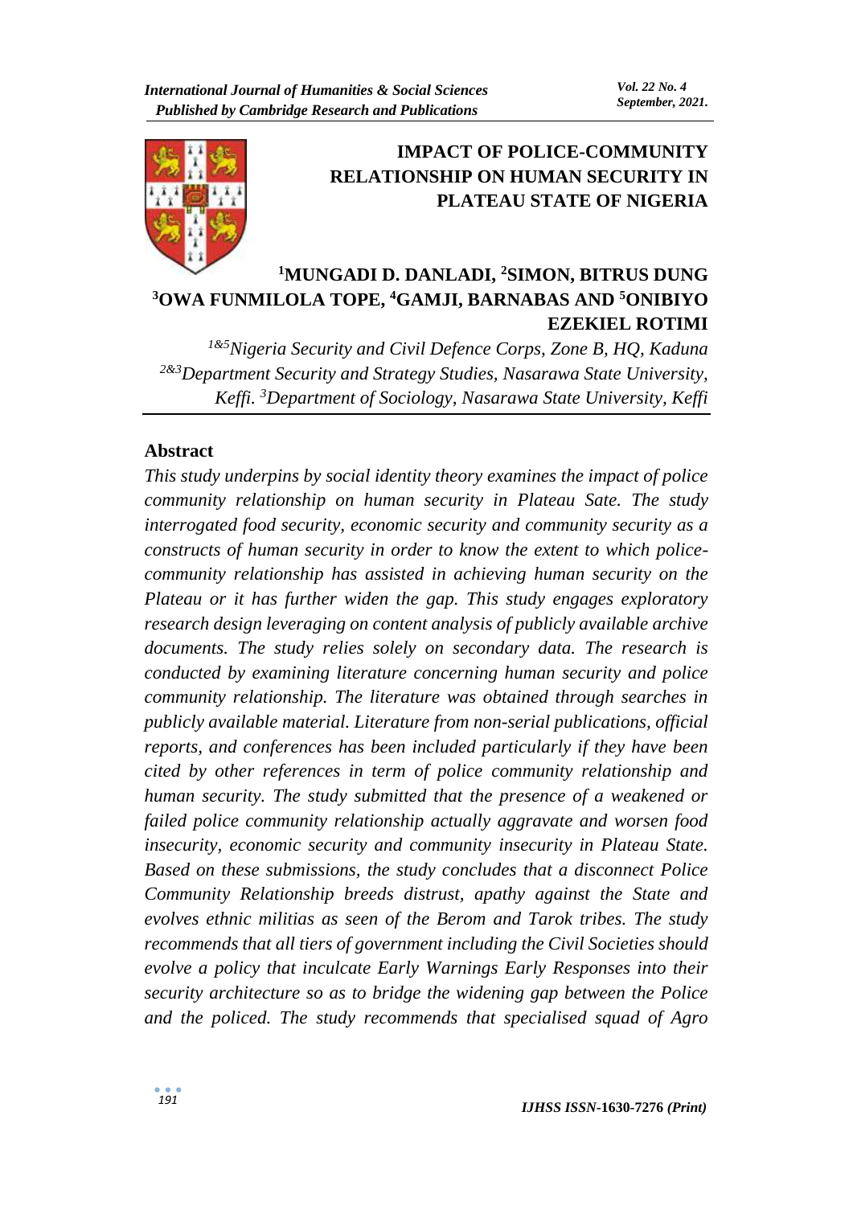# IMPACT OF POLICE-COMMUNITY RELATIONSHIP ON HUMAN SECURITY IN PLATEAU STATE OF NIGERIA

**[1]MUNGADI D. DANLADI, [2]SIMON, BITRUS DUNG [3]OWA FUNMILOLA TOPE, [4]GAMJI, BARNABAS AND [5]ONIBIYO EZEKIEL ROTIMI**

*[1&5]Nigeria Security and Civil Defence Corps, Zone B, HQ, Kaduna [2&3]Department Security and Strategy Studies, Nasarawa State University, Keffi. [3]Department of Sociology, Nasarawa State University, Keffi*

## Abstract

*This study underpins by social identity theory examines the impact of police community relationship on human security in Plateau Sate. The study interrogated food security, economic security and community security as a constructs of human security in order to know the extent to which police-community relationship has assisted in achieving human security on the Plateau or it has further widen the gap. This study engages exploratory research design leveraging on content analysis of publicly available archive documents. The study relies solely on secondary data. The research is conducted by examining literature concerning human security and police community relationship. The literature was obtained through searches in publicly available material. Literature from non-serial publications, official reports, and conferences has been included particularly if they have been cited by other references in term of police community relationship and human security. The study submitted that the presence of a weakened or failed police community relationship actually aggravate and worsen food insecurity, economic security and community insecurity in Plateau State. Based on these submissions, the study concludes that a disconnect Police Community Relationship breeds distrust, apathy against the State and evolves ethnic militias as seen of the Berom and Tarok tribes. The study recommends that all tiers of government including the Civil Societies should evolve a policy that inculcate Early Warnings Early Responses into their security architecture so as to bridge the widening gap between the Police and the policed. The study recommends that specialised squad of Agro*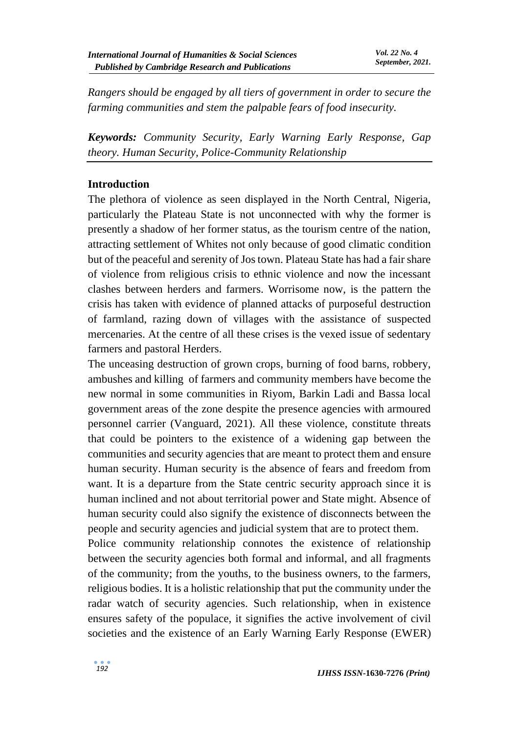*Rangers should be engaged by all tiers of government in order to secure the farming communities and stem the palpable fears of food insecurity.*

***Keywords:*** *Community Security, Early Warning Early Response, Gap theory. Human Security, Police-Community Relationship*

## Introduction

The plethora of violence as seen displayed in the North Central, Nigeria, particularly the Plateau State is not unconnected with why the former is presently a shadow of her former status, as the tourism centre of the nation, attracting settlement of Whites not only because of good climatic condition but of the peaceful and serenity of Jos town. Plateau State has had a fair share of violence from religious crisis to ethnic violence and now the incessant clashes between herders and farmers. Worrisome now, is the pattern the crisis has taken with evidence of planned attacks of purposeful destruction of farmland, razing down of villages with the assistance of suspected mercenaries. At the centre of all these crises is the vexed issue of sedentary farmers and pastoral Herders.

The unceasing destruction of grown crops, burning of food barns, robbery, ambushes and killing of farmers and community members have become the new normal in some communities in Riyom, Barkin Ladi and Bassa local government areas of the zone despite the presence agencies with armoured personnel carrier (Vanguard, 2021). All these violence, constitute threats that could be pointers to the existence of a widening gap between the communities and security agencies that are meant to protect them and ensure human security. Human security is the absence of fears and freedom from want. It is a departure from the State centric security approach since it is human inclined and not about territorial power and State might. Absence of human security could also signify the existence of disconnects between the people and security agencies and judicial system that are to protect them.

Police community relationship connotes the existence of relationship between the security agencies both formal and informal, and all fragments of the community; from the youths, to the business owners, to the farmers, religious bodies. It is a holistic relationship that put the community under the radar watch of security agencies. Such relationship, when in existence ensures safety of the populace, it signifies the active involvement of civil societies and the existence of an Early Warning Early Response (EWER)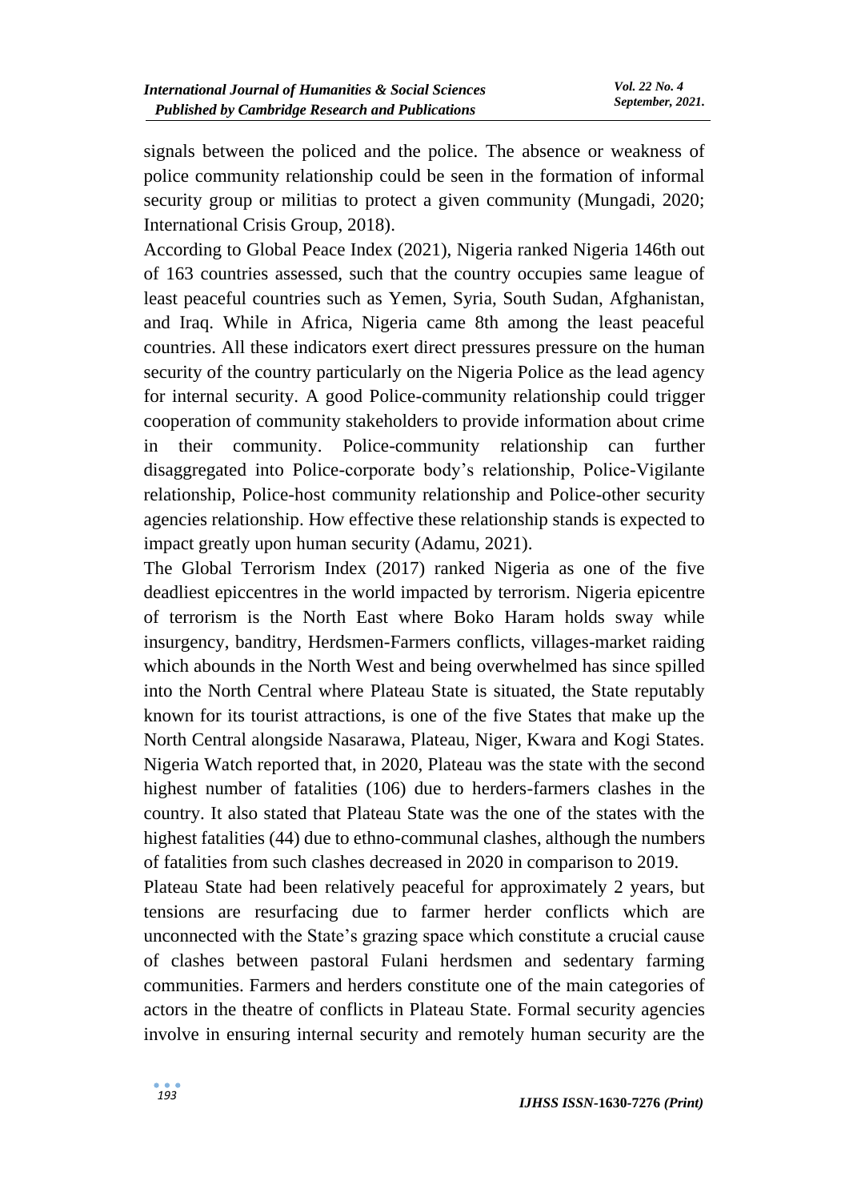signals between the policed and the police. The absence or weakness of police community relationship could be seen in the formation of informal security group or militias to protect a given community (Mungadi, 2020; International Crisis Group, 2018).

According to Global Peace Index (2021), Nigeria ranked Nigeria 146th out of 163 countries assessed, such that the country occupies same league of least peaceful countries such as Yemen, Syria, South Sudan, Afghanistan, and Iraq. While in Africa, Nigeria came 8th among the least peaceful countries. All these indicators exert direct pressures pressure on the human security of the country particularly on the Nigeria Police as the lead agency for internal security. A good Police-community relationship could trigger cooperation of community stakeholders to provide information about crime in their community. Police-community relationship can further disaggregated into Police-corporate body's relationship, Police-Vigilante relationship, Police-host community relationship and Police-other security agencies relationship. How effective these relationship stands is expected to impact greatly upon human security (Adamu, 2021).

The Global Terrorism Index (2017) ranked Nigeria as one of the five deadliest epiccentres in the world impacted by terrorism. Nigeria epicentre of terrorism is the North East where Boko Haram holds sway while insurgency, banditry, Herdsmen-Farmers conflicts, villages-market raiding which abounds in the North West and being overwhelmed has since spilled into the North Central where Plateau State is situated, the State reputably known for its tourist attractions, is one of the five States that make up the North Central alongside Nasarawa, Plateau, Niger, Kwara and Kogi States. Nigeria Watch reported that, in 2020, Plateau was the state with the second highest number of fatalities (106) due to herders-farmers clashes in the country. It also stated that Plateau State was the one of the states with the highest fatalities (44) due to ethno-communal clashes, although the numbers of fatalities from such clashes decreased in 2020 in comparison to 2019.

Plateau State had been relatively peaceful for approximately 2 years, but tensions are resurfacing due to farmer herder conflicts which are unconnected with the State's grazing space which constitute a crucial cause of clashes between pastoral Fulani herdsmen and sedentary farming communities. Farmers and herders constitute one of the main categories of actors in the theatre of conflicts in Plateau State. Formal security agencies involve in ensuring internal security and remotely human security are the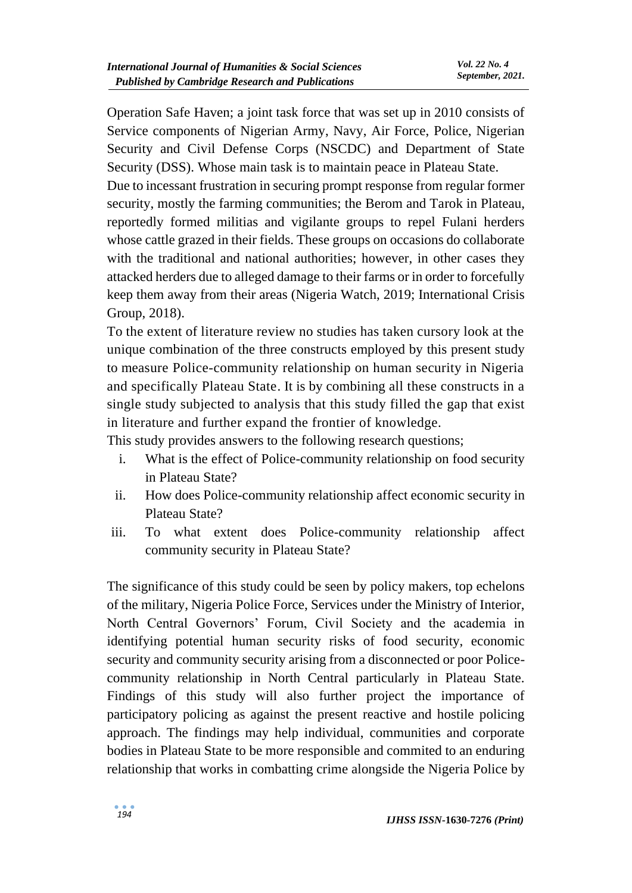Operation Safe Haven; a joint task force that was set up in 2010 consists of Service components of Nigerian Army, Navy, Air Force, Police, Nigerian Security and Civil Defense Corps (NSCDC) and Department of State Security (DSS). Whose main task is to maintain peace in Plateau State.

Due to incessant frustration in securing prompt response from regular former security, mostly the farming communities; the Berom and Tarok in Plateau, reportedly formed militias and vigilante groups to repel Fulani herders whose cattle grazed in their fields. These groups on occasions do collaborate with the traditional and national authorities; however, in other cases they attacked herders due to alleged damage to their farms or in order to forcefully keep them away from their areas (Nigeria Watch, 2019; International Crisis Group, 2018).

To the extent of literature review no studies has taken cursory look at the unique combination of the three constructs employed by this present study to measure Police-community relationship on human security in Nigeria and specifically Plateau State. It is by combining all these constructs in a single study subjected to analysis that this study filled the gap that exist in literature and further expand the frontier of knowledge.

This study provides answers to the following research questions;

i. What is the effect of Police-community relationship on food security in Plateau State?
ii. How does Police-community relationship affect economic security in Plateau State?
iii. To what extent does Police-community relationship affect community security in Plateau State?

The significance of this study could be seen by policy makers, top echelons of the military, Nigeria Police Force, Services under the Ministry of Interior, North Central Governors' Forum, Civil Society and the academia in identifying potential human security risks of food security, economic security and community security arising from a disconnected or poor Police-community relationship in North Central particularly in Plateau State. Findings of this study will also further project the importance of participatory policing as against the present reactive and hostile policing approach. The findings may help individual, communities and corporate bodies in Plateau State to be more responsible and commited to an enduring relationship that works in combatting crime alongside the Nigeria Police by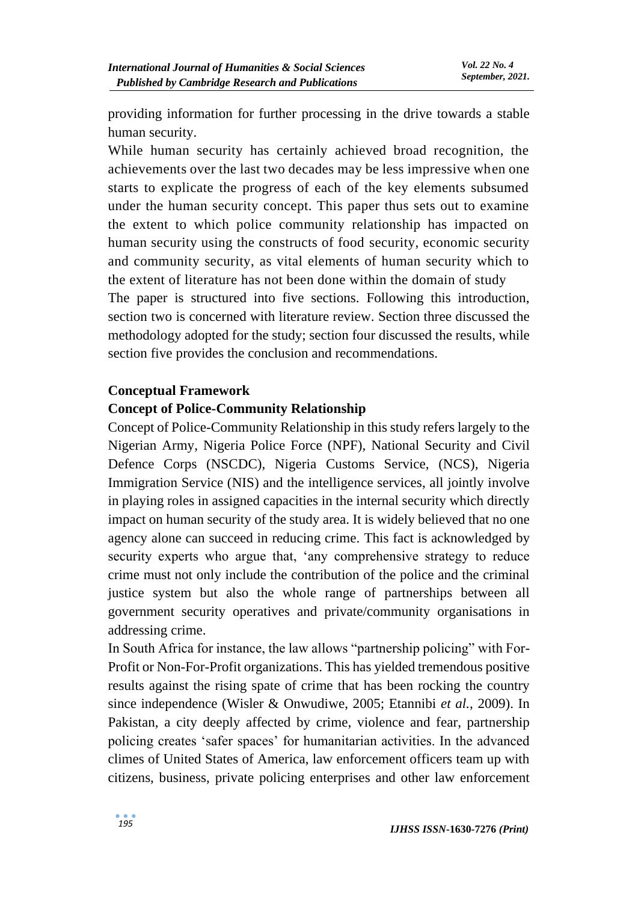providing information for further processing in the drive towards a stable human security.

While human security has certainly achieved broad recognition, the achievements over the last two decades may be less impressive when one starts to explicate the progress of each of the key elements subsumed under the human security concept. This paper thus sets out to examine the extent to which police community relationship has impacted on human security using the constructs of food security, economic security and community security, as vital elements of human security which to the extent of literature has not been done within the domain of study

The paper is structured into five sections. Following this introduction, section two is concerned with literature review. Section three discussed the methodology adopted for the study; section four discussed the results, while section five provides the conclusion and recommendations.

## Conceptual Framework

### Concept of Police-Community Relationship

Concept of Police-Community Relationship in this study refers largely to the Nigerian Army, Nigeria Police Force (NPF), National Security and Civil Defence Corps (NSCDC), Nigeria Customs Service, (NCS), Nigeria Immigration Service (NIS) and the intelligence services, all jointly involve in playing roles in assigned capacities in the internal security which directly impact on human security of the study area. It is widely believed that no one agency alone can succeed in reducing crime. This fact is acknowledged by security experts who argue that, 'any comprehensive strategy to reduce crime must not only include the contribution of the police and the criminal justice system but also the whole range of partnerships between all government security operatives and private/community organisations in addressing crime.

In South Africa for instance, the law allows "partnership policing" with For-Profit or Non-For-Profit organizations. This has yielded tremendous positive results against the rising spate of crime that has been rocking the country since independence (Wisler & Onwudiwe, 2005; Etannibi *et al.,* 2009). In Pakistan, a city deeply affected by crime, violence and fear, partnership policing creates 'safer spaces' for humanitarian activities. In the advanced climes of United States of America, law enforcement officers team up with citizens, business, private policing enterprises and other law enforcement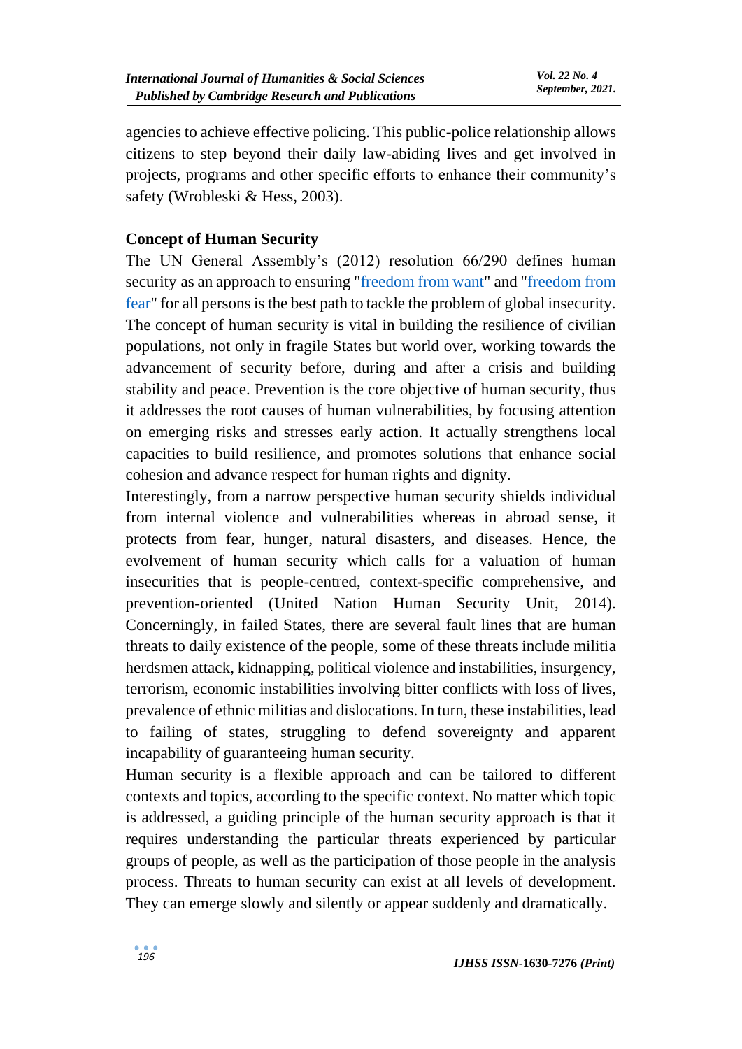agencies to achieve effective policing. This public-police relationship allows citizens to step beyond their daily law-abiding lives and get involved in projects, programs and other specific efforts to enhance their community's safety (Wrobleski & Hess, 2003).

### Concept of Human Security

The UN General Assembly's (2012) resolution 66/290 defines human security as an approach to ensuring "freedom from want" and "freedom from fear" for all persons is the best path to tackle the problem of global insecurity. The concept of human security is vital in building the resilience of civilian populations, not only in fragile States but world over, working towards the advancement of security before, during and after a crisis and building stability and peace. Prevention is the core objective of human security, thus it addresses the root causes of human vulnerabilities, by focusing attention on emerging risks and stresses early action. It actually strengthens local capacities to build resilience, and promotes solutions that enhance social cohesion and advance respect for human rights and dignity.

Interestingly, from a narrow perspective human security shields individual from internal violence and vulnerabilities whereas in abroad sense, it protects from fear, hunger, natural disasters, and diseases. Hence, the evolvement of human security which calls for a valuation of human insecurities that is people-centred, context-specific comprehensive, and prevention-oriented (United Nation Human Security Unit, 2014). Concerningly, in failed States, there are several fault lines that are human threats to daily existence of the people, some of these threats include militia herdsmen attack, kidnapping, political violence and instabilities, insurgency, terrorism, economic instabilities involving bitter conflicts with loss of lives, prevalence of ethnic militias and dislocations. In turn, these instabilities, lead to failing of states, struggling to defend sovereignty and apparent incapability of guaranteeing human security.

Human security is a flexible approach and can be tailored to different contexts and topics, according to the specific context. No matter which topic is addressed, a guiding principle of the human security approach is that it requires understanding the particular threats experienced by particular groups of people, as well as the participation of those people in the analysis process. Threats to human security can exist at all levels of development. They can emerge slowly and silently or appear suddenly and dramatically.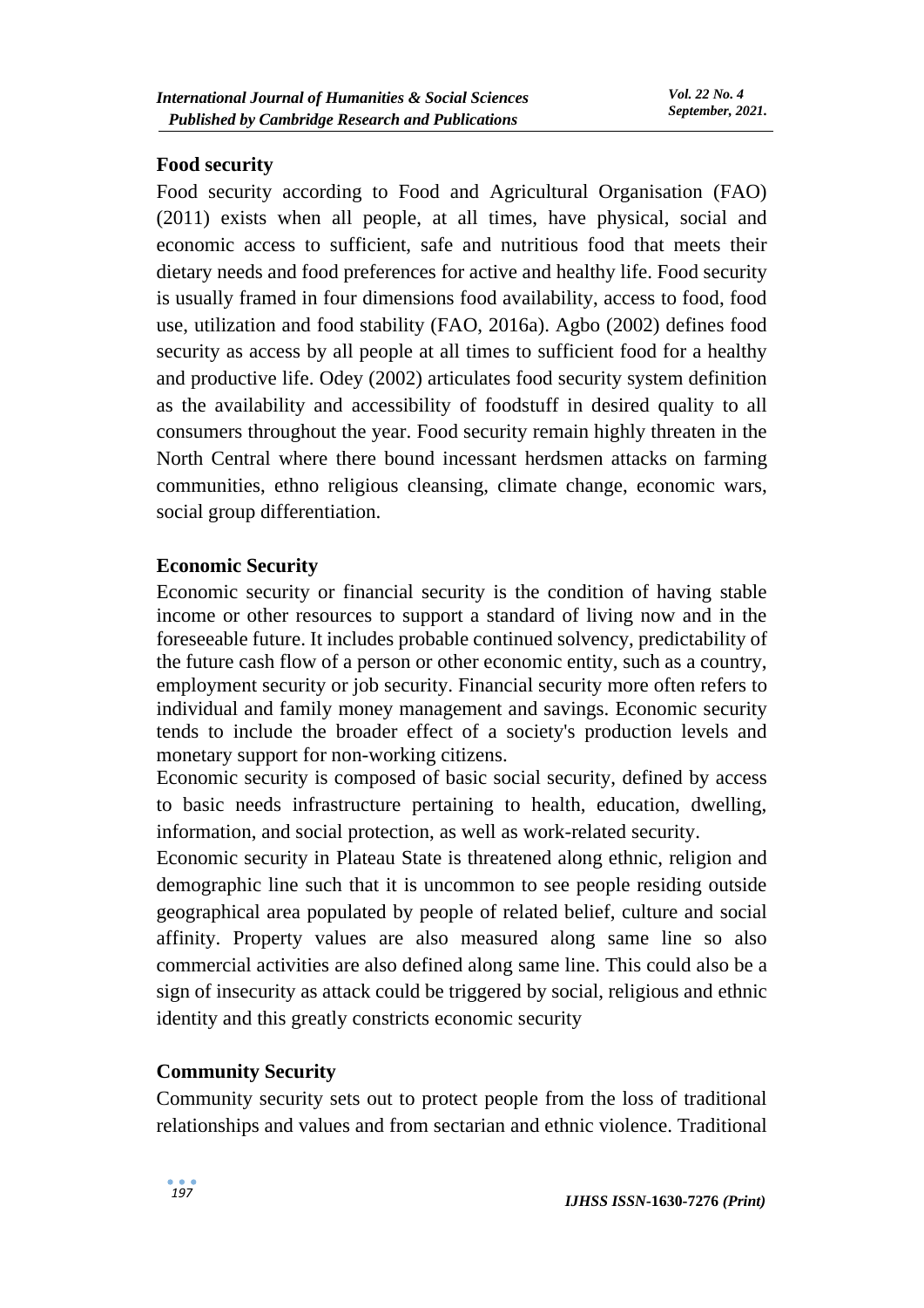## Food security

Food security according to Food and Agricultural Organisation (FAO) (2011) exists when all people, at all times, have physical, social and economic access to sufficient, safe and nutritious food that meets their dietary needs and food preferences for active and healthy life. Food security is usually framed in four dimensions food availability, access to food, food use, utilization and food stability (FAO, 2016a). Agbo (2002) defines food security as access by all people at all times to sufficient food for a healthy and productive life. Odey (2002) articulates food security system definition as the availability and accessibility of foodstuff in desired quality to all consumers throughout the year. Food security remain highly threaten in the North Central where there bound incessant herdsmen attacks on farming communities, ethno religious cleansing, climate change, economic wars, social group differentiation.

## Economic Security

Economic security or financial security is the condition of having stable income or other resources to support a standard of living now and in the foreseeable future. It includes probable continued solvency, predictability of the future cash flow of a person or other economic entity, such as a country, employment security or job security. Financial security more often refers to individual and family money management and savings. Economic security tends to include the broader effect of a society's production levels and monetary support for non-working citizens.

Economic security is composed of basic social security, defined by access to basic needs infrastructure pertaining to health, education, dwelling, information, and social protection, as well as work-related security.

Economic security in Plateau State is threatened along ethnic, religion and demographic line such that it is uncommon to see people residing outside geographical area populated by people of related belief, culture and social affinity. Property values are also measured along same line so also commercial activities are also defined along same line. This could also be a sign of insecurity as attack could be triggered by social, religious and ethnic identity and this greatly constricts economic security

## Community Security

Community security sets out to protect people from the loss of traditional relationships and values and from sectarian and ethnic violence. Traditional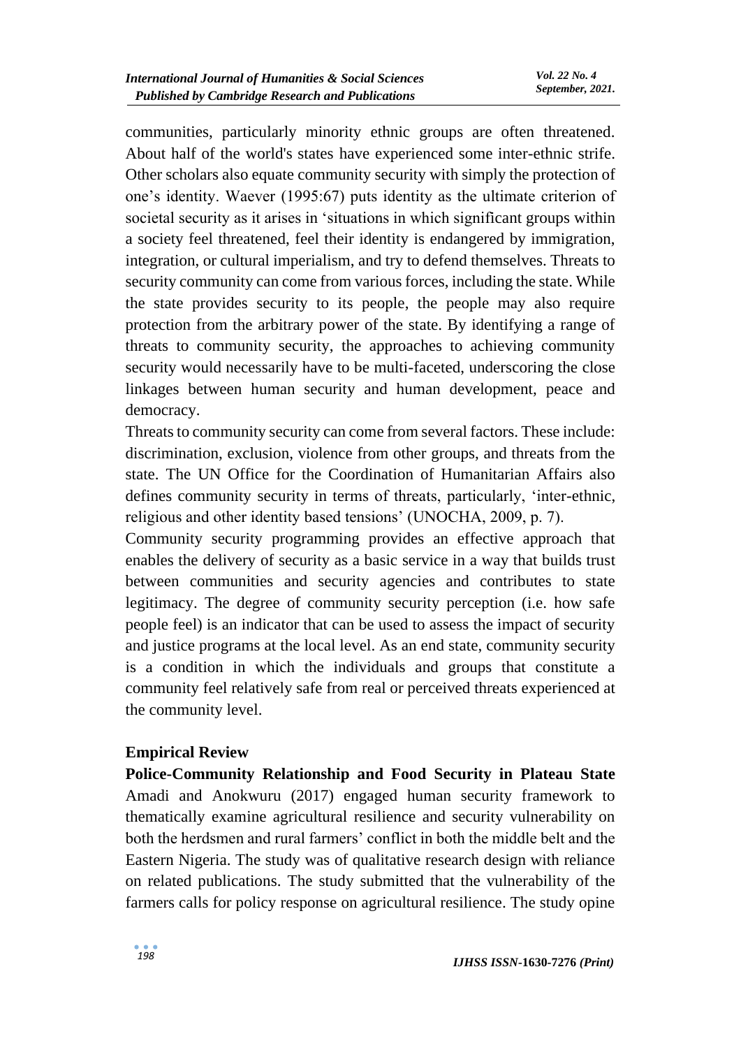communities, particularly minority ethnic groups are often threatened. About half of the world's states have experienced some inter-ethnic strife. Other scholars also equate community security with simply the protection of one's identity. Waever (1995:67) puts identity as the ultimate criterion of societal security as it arises in 'situations in which significant groups within a society feel threatened, feel their identity is endangered by immigration, integration, or cultural imperialism, and try to defend themselves. Threats to security community can come from various forces, including the state. While the state provides security to its people, the people may also require protection from the arbitrary power of the state. By identifying a range of threats to community security, the approaches to achieving community security would necessarily have to be multi-faceted, underscoring the close linkages between human security and human development, peace and democracy.

Threats to community security can come from several factors. These include: discrimination, exclusion, violence from other groups, and threats from the state. The UN Office for the Coordination of Humanitarian Affairs also defines community security in terms of threats, particularly, 'inter-ethnic, religious and other identity based tensions' (UNOCHA, 2009, p. 7).

Community security programming provides an effective approach that enables the delivery of security as a basic service in a way that builds trust between communities and security agencies and contributes to state legitimacy. The degree of community security perception (i.e. how safe people feel) is an indicator that can be used to assess the impact of security and justice programs at the local level. As an end state, community security is a condition in which the individuals and groups that constitute a community feel relatively safe from real or perceived threats experienced at the community level.

## Empirical Review

**Police-Community Relationship and Food Security in Plateau State** Amadi and Anokwuru (2017) engaged human security framework to thematically examine agricultural resilience and security vulnerability on both the herdsmen and rural farmers' conflict in both the middle belt and the Eastern Nigeria. The study was of qualitative research design with reliance on related publications. The study submitted that the vulnerability of the farmers calls for policy response on agricultural resilience. The study opine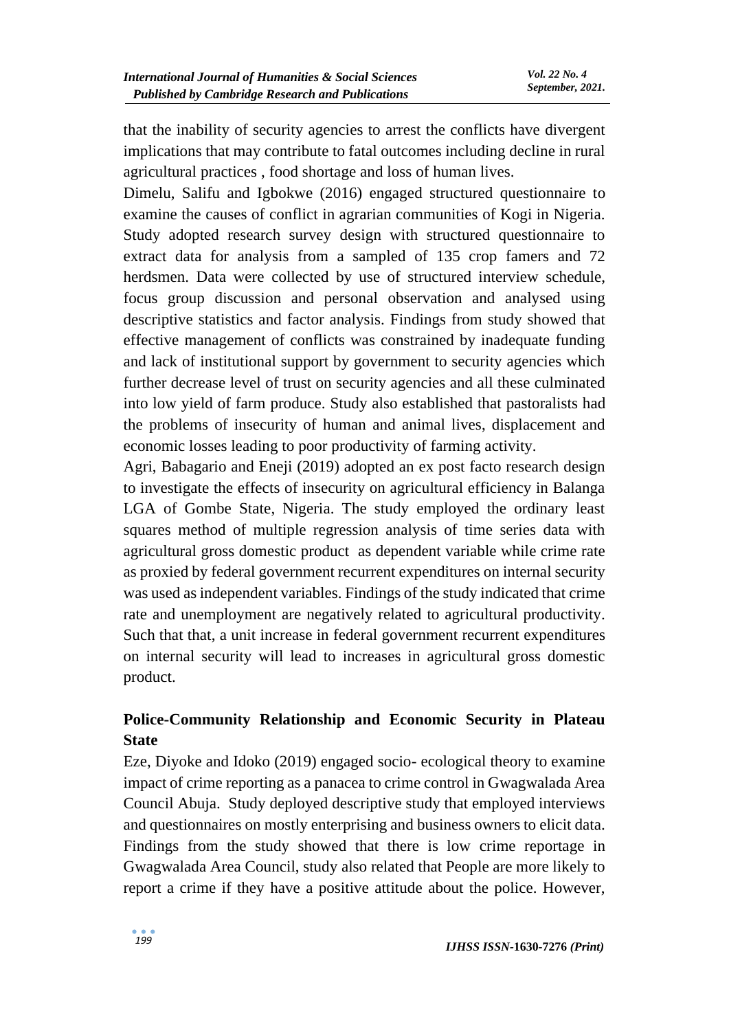that the inability of security agencies to arrest the conflicts have divergent implications that may contribute to fatal outcomes including decline in rural agricultural practices , food shortage and loss of human lives.

Dimelu, Salifu and Igbokwe (2016) engaged structured questionnaire to examine the causes of conflict in agrarian communities of Kogi in Nigeria. Study adopted research survey design with structured questionnaire to extract data for analysis from a sampled of 135 crop famers and 72 herdsmen. Data were collected by use of structured interview schedule, focus group discussion and personal observation and analysed using descriptive statistics and factor analysis. Findings from study showed that effective management of conflicts was constrained by inadequate funding and lack of institutional support by government to security agencies which further decrease level of trust on security agencies and all these culminated into low yield of farm produce. Study also established that pastoralists had the problems of insecurity of human and animal lives, displacement and economic losses leading to poor productivity of farming activity.

Agri, Babagario and Eneji (2019) adopted an ex post facto research design to investigate the effects of insecurity on agricultural efficiency in Balanga LGA of Gombe State, Nigeria. The study employed the ordinary least squares method of multiple regression analysis of time series data with agricultural gross domestic product as dependent variable while crime rate as proxied by federal government recurrent expenditures on internal security was used as independent variables. Findings of the study indicated that crime rate and unemployment are negatively related to agricultural productivity. Such that that, a unit increase in federal government recurrent expenditures on internal security will lead to increases in agricultural gross domestic product.

## Police-Community Relationship and Economic Security in Plateau State

Eze, Diyoke and Idoko (2019) engaged socio- ecological theory to examine impact of crime reporting as a panacea to crime control in Gwagwalada Area Council Abuja. Study deployed descriptive study that employed interviews and questionnaires on mostly enterprising and business owners to elicit data. Findings from the study showed that there is low crime reportage in Gwagwalada Area Council, study also related that People are more likely to report a crime if they have a positive attitude about the police. However,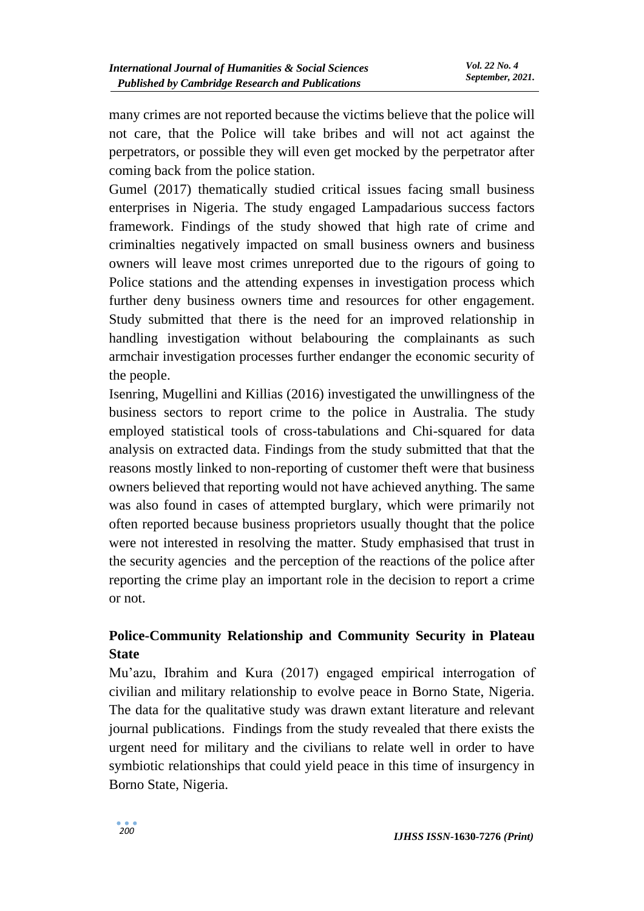many crimes are not reported because the victims believe that the police will not care, that the Police will take bribes and will not act against the perpetrators, or possible they will even get mocked by the perpetrator after coming back from the police station.

Gumel (2017) thematically studied critical issues facing small business enterprises in Nigeria. The study engaged Lampadarious success factors framework. Findings of the study showed that high rate of crime and criminalties negatively impacted on small business owners and business owners will leave most crimes unreported due to the rigours of going to Police stations and the attending expenses in investigation process which further deny business owners time and resources for other engagement. Study submitted that there is the need for an improved relationship in handling investigation without belabouring the complainants as such armchair investigation processes further endanger the economic security of the people.

Isenring, Mugellini and Killias (2016) investigated the unwillingness of the business sectors to report crime to the police in Australia. The study employed statistical tools of cross-tabulations and Chi-squared for data analysis on extracted data. Findings from the study submitted that that the reasons mostly linked to non-reporting of customer theft were that business owners believed that reporting would not have achieved anything. The same was also found in cases of attempted burglary, which were primarily not often reported because business proprietors usually thought that the police were not interested in resolving the matter. Study emphasised that trust in the security agencies and the perception of the reactions of the police after reporting the crime play an important role in the decision to report a crime or not.

## Police-Community Relationship and Community Security in Plateau State

Mu'azu, Ibrahim and Kura (2017) engaged empirical interrogation of civilian and military relationship to evolve peace in Borno State, Nigeria. The data for the qualitative study was drawn extant literature and relevant journal publications. Findings from the study revealed that there exists the urgent need for military and the civilians to relate well in order to have symbiotic relationships that could yield peace in this time of insurgency in Borno State, Nigeria.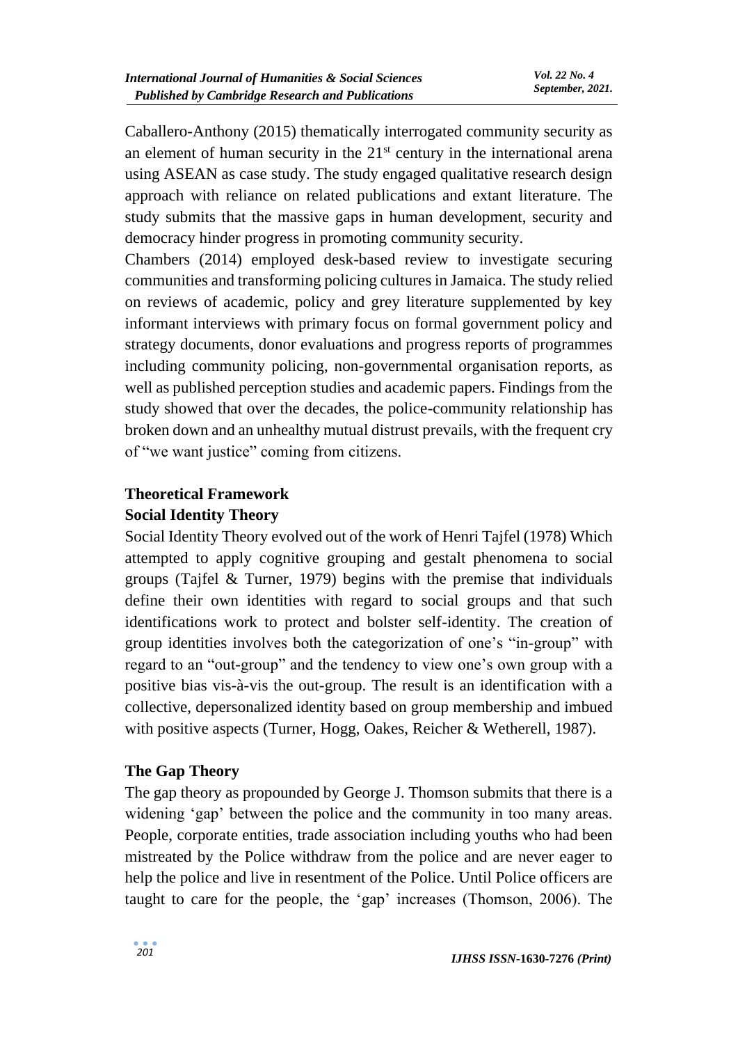Caballero-Anthony (2015) thematically interrogated community security as an element of human security in the 21st century in the international arena using ASEAN as case study. The study engaged qualitative research design approach with reliance on related publications and extant literature. The study submits that the massive gaps in human development, security and democracy hinder progress in promoting community security.

Chambers (2014) employed desk-based review to investigate securing communities and transforming policing cultures in Jamaica. The study relied on reviews of academic, policy and grey literature supplemented by key informant interviews with primary focus on formal government policy and strategy documents, donor evaluations and progress reports of programmes including community policing, non-governmental organisation reports, as well as published perception studies and academic papers. Findings from the study showed that over the decades, the police-community relationship has broken down and an unhealthy mutual distrust prevails, with the frequent cry of "we want justice" coming from citizens.

## Theoretical Framework

### Social Identity Theory

Social Identity Theory evolved out of the work of Henri Tajfel (1978) Which attempted to apply cognitive grouping and gestalt phenomena to social groups (Tajfel & Turner, 1979) begins with the premise that individuals define their own identities with regard to social groups and that such identifications work to protect and bolster self-identity. The creation of group identities involves both the categorization of one's "in-group" with regard to an "out-group" and the tendency to view one's own group with a positive bias vis-à-vis the out-group. The result is an identification with a collective, depersonalized identity based on group membership and imbued with positive aspects (Turner, Hogg, Oakes, Reicher & Wetherell, 1987).

### The Gap Theory

The gap theory as propounded by George J. Thomson submits that there is a widening 'gap' between the police and the community in too many areas. People, corporate entities, trade association including youths who had been mistreated by the Police withdraw from the police and are never eager to help the police and live in resentment of the Police. Until Police officers are taught to care for the people, the 'gap' increases (Thomson, 2006). The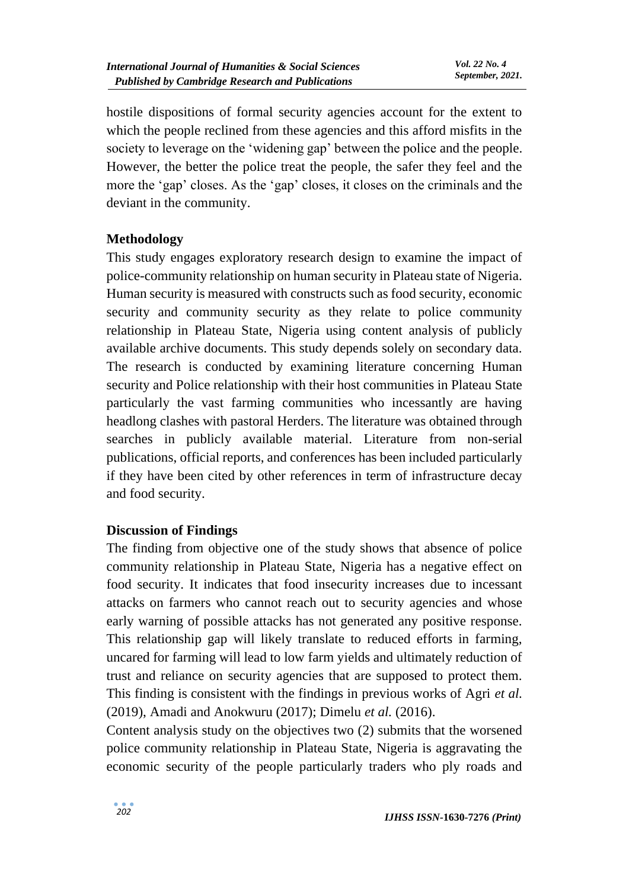hostile dispositions of formal security agencies account for the extent to which the people reclined from these agencies and this afford misfits in the society to leverage on the 'widening gap' between the police and the people. However, the better the police treat the people, the safer they feel and the more the 'gap' closes. As the 'gap' closes, it closes on the criminals and the deviant in the community.

## Methodology

This study engages exploratory research design to examine the impact of police-community relationship on human security in Plateau state of Nigeria. Human security is measured with constructs such as food security, economic security and community security as they relate to police community relationship in Plateau State, Nigeria using content analysis of publicly available archive documents. This study depends solely on secondary data. The research is conducted by examining literature concerning Human security and Police relationship with their host communities in Plateau State particularly the vast farming communities who incessantly are having headlong clashes with pastoral Herders. The literature was obtained through searches in publicly available material. Literature from non-serial publications, official reports, and conferences has been included particularly if they have been cited by other references in term of infrastructure decay and food security.

## Discussion of Findings

The finding from objective one of the study shows that absence of police community relationship in Plateau State, Nigeria has a negative effect on food security. It indicates that food insecurity increases due to incessant attacks on farmers who cannot reach out to security agencies and whose early warning of possible attacks has not generated any positive response. This relationship gap will likely translate to reduced efforts in farming, uncared for farming will lead to low farm yields and ultimately reduction of trust and reliance on security agencies that are supposed to protect them. This finding is consistent with the findings in previous works of Agri *et al.* (2019), Amadi and Anokwuru (2017); Dimelu *et al.* (2016).

Content analysis study on the objectives two (2) submits that the worsened police community relationship in Plateau State, Nigeria is aggravating the economic security of the people particularly traders who ply roads and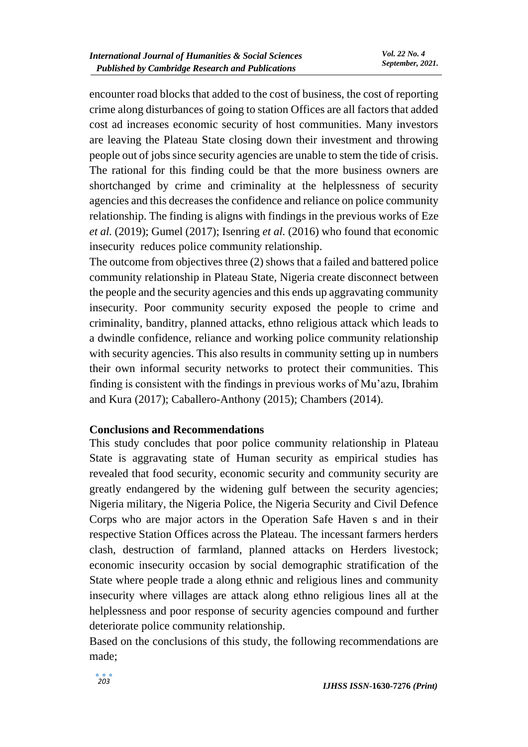encounter road blocks that added to the cost of business, the cost of reporting crime along disturbances of going to station Offices are all factors that added cost ad increases economic security of host communities. Many investors are leaving the Plateau State closing down their investment and throwing people out of jobs since security agencies are unable to stem the tide of crisis. The rational for this finding could be that the more business owners are shortchanged by crime and criminality at the helplessness of security agencies and this decreases the confidence and reliance on police community relationship. The finding is aligns with findings in the previous works of Eze *et al.* (2019); Gumel (2017); Isenring *et al.* (2016) who found that economic insecurity reduces police community relationship.

The outcome from objectives three (2) shows that a failed and battered police community relationship in Plateau State, Nigeria create disconnect between the people and the security agencies and this ends up aggravating community insecurity. Poor community security exposed the people to crime and criminality, banditry, planned attacks, ethno religious attack which leads to a dwindle confidence, reliance and working police community relationship with security agencies. This also results in community setting up in numbers their own informal security networks to protect their communities. This finding is consistent with the findings in previous works of Mu'azu, Ibrahim and Kura (2017); Caballero-Anthony (2015); Chambers (2014).

## Conclusions and Recommendations

This study concludes that poor police community relationship in Plateau State is aggravating state of Human security as empirical studies has revealed that food security, economic security and community security are greatly endangered by the widening gulf between the security agencies; Nigeria military, the Nigeria Police, the Nigeria Security and Civil Defence Corps who are major actors in the Operation Safe Haven s and in their respective Station Offices across the Plateau. The incessant farmers herders clash, destruction of farmland, planned attacks on Herders livestock; economic insecurity occasion by social demographic stratification of the State where people trade a along ethnic and religious lines and community insecurity where villages are attack along ethno religious lines all at the helplessness and poor response of security agencies compound and further deteriorate police community relationship.

Based on the conclusions of this study, the following recommendations are made;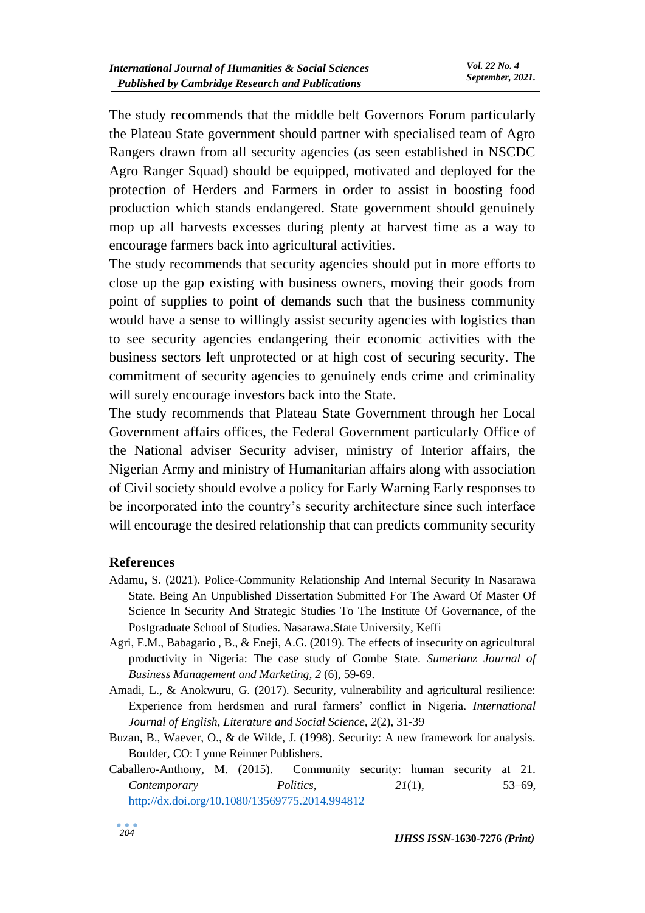The study recommends that the middle belt Governors Forum particularly the Plateau State government should partner with specialised team of Agro Rangers drawn from all security agencies (as seen established in NSCDC Agro Ranger Squad) should be equipped, motivated and deployed for the protection of Herders and Farmers in order to assist in boosting food production which stands endangered. State government should genuinely mop up all harvests excesses during plenty at harvest time as a way to encourage farmers back into agricultural activities.

The study recommends that security agencies should put in more efforts to close up the gap existing with business owners, moving their goods from point of supplies to point of demands such that the business community would have a sense to willingly assist security agencies with logistics than to see security agencies endangering their economic activities with the business sectors left unprotected or at high cost of securing security. The commitment of security agencies to genuinely ends crime and criminality will surely encourage investors back into the State.

The study recommends that Plateau State Government through her Local Government affairs offices, the Federal Government particularly Office of the National adviser Security adviser, ministry of Interior affairs, the Nigerian Army and ministry of Humanitarian affairs along with association of Civil society should evolve a policy for Early Warning Early responses to be incorporated into the country's security architecture since such interface will encourage the desired relationship that can predicts community security

## References

Adamu, S. (2021). Police-Community Relationship And Internal Security In Nasarawa State. Being An Unpublished Dissertation Submitted For The Award Of Master Of Science In Security And Strategic Studies To The Institute Of Governance, of the Postgraduate School of Studies. Nasarawa.State University, Keffi

Agri, E.M., Babagario , B., & Eneji, A.G. (2019). The effects of insecurity on agricultural productivity in Nigeria: The case study of Gombe State. *Sumerianz Journal of Business Management and Marketing, 2* (6), 59-69.

Amadi, L., & Anokwuru, G. (2017). Security, vulnerability and agricultural resilience: Experience from herdsmen and rural farmers' conflict in Nigeria. *International Journal of English, Literature and Social Science, 2*(2), 31-39

Buzan, B., Waever, O., & de Wilde, J. (1998). Security: A new framework for analysis. Boulder, CO: Lynne Reinner Publishers.

Caballero-Anthony, M. (2015). Community security: human security at 21. *Contemporary Politics*, *21*(1), 53–69, http://dx.doi.org/10.1080/13569775.2014.994812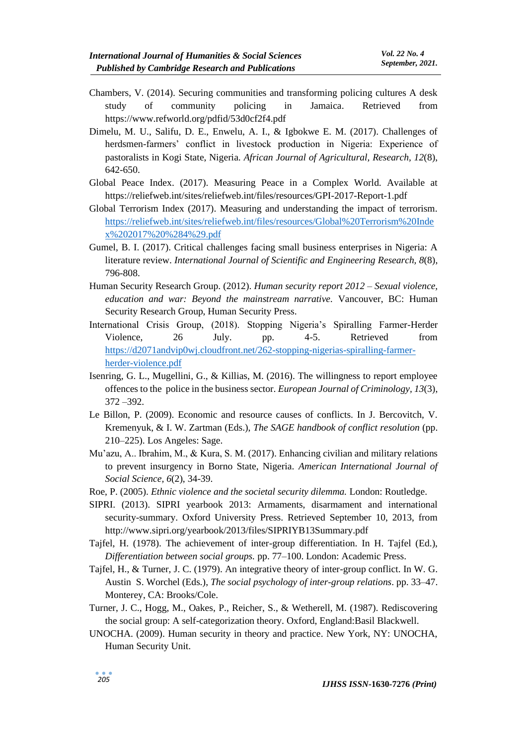Chambers, V. (2014). Securing communities and transforming policing cultures A desk study of community policing in Jamaica. Retrieved from https://www.refworld.org/pdfid/53d0cf2f4.pdf

Dimelu, M. U., Salifu, D. E., Enwelu, A. I., & Igbokwe E. M. (2017). Challenges of herdsmen-farmers' conflict in livestock production in Nigeria: Experience of pastoralists in Kogi State, Nigeria. *African Journal of Agricultural, Research, 12*(8), 642-650.

Global Peace Index. (2017). Measuring Peace in a Complex World. Available at https://reliefweb.int/sites/reliefweb.int/files/resources/GPI-2017-Report-1.pdf

Global Terrorism Index (2017). Measuring and understanding the impact of terrorism. https://reliefweb.int/sites/reliefweb.int/files/resources/Global%20Terrorism%20Index%202017%20%284%29.pdf

Gumel, B. I. (2017). Critical challenges facing small business enterprises in Nigeria: A literature review. *International Journal of Scientific and Engineering Research, 8*(8), 796-808.

Human Security Research Group. (2012). *Human security report 2012 – Sexual violence, education and war: Beyond the mainstream narrative*. Vancouver, BC: Human Security Research Group, Human Security Press.

International Crisis Group, (2018). Stopping Nigeria's Spiralling Farmer-Herder Violence, 26 July. pp. 4-5. Retrieved from https://d2071andvip0wj.cloudfront.net/262-stopping-nigerias-spiralling-farmer-herder-violence.pdf

Isenring, G. L., Mugellini, G., & Killias, M. (2016). The willingness to report employee offences to the police in the business sector. *European Journal of Criminology, 13*(3), 372 –392.

Le Billon, P. (2009). Economic and resource causes of conflicts. In J. Bercovitch, V. Kremenyuk, & I. W. Zartman (Eds.), *The SAGE handbook of conflict resolution* (pp. 210–225). Los Angeles: Sage.

Mu'azu, A.. Ibrahim, M., & Kura, S. M. (2017). Enhancing civilian and military relations to prevent insurgency in Borno State, Nigeria. *American International Journal of Social Science, 6*(2), 34-39.

Roe, P. (2005). *Ethnic violence and the societal security dilemma.* London: Routledge.

SIPRI. (2013). SIPRI yearbook 2013: Armaments, disarmament and international security-summary. Oxford University Press. Retrieved September 10, 2013, from http://www.sipri.org/yearbook/2013/files/SIPRIYB13Summary.pdf

Tajfel, H. (1978). The achievement of inter-group differentiation. In H. Tajfel (Ed.), *Differentiation between social groups.* pp. 77–100. London: Academic Press.

Tajfel, H., & Turner, J. C. (1979). An integrative theory of inter-group conflict. In W. G. Austin S. Worchel (Eds.), *The social psychology of inter-group relations*. pp. 33–47. Monterey, CA: Brooks/Cole.

Turner, J. C., Hogg, M., Oakes, P., Reicher, S., & Wetherell, M. (1987). Rediscovering the social group: A self-categorization theory. Oxford, England:Basil Blackwell.

UNOCHA. (2009). Human security in theory and practice. New York, NY: UNOCHA, Human Security Unit.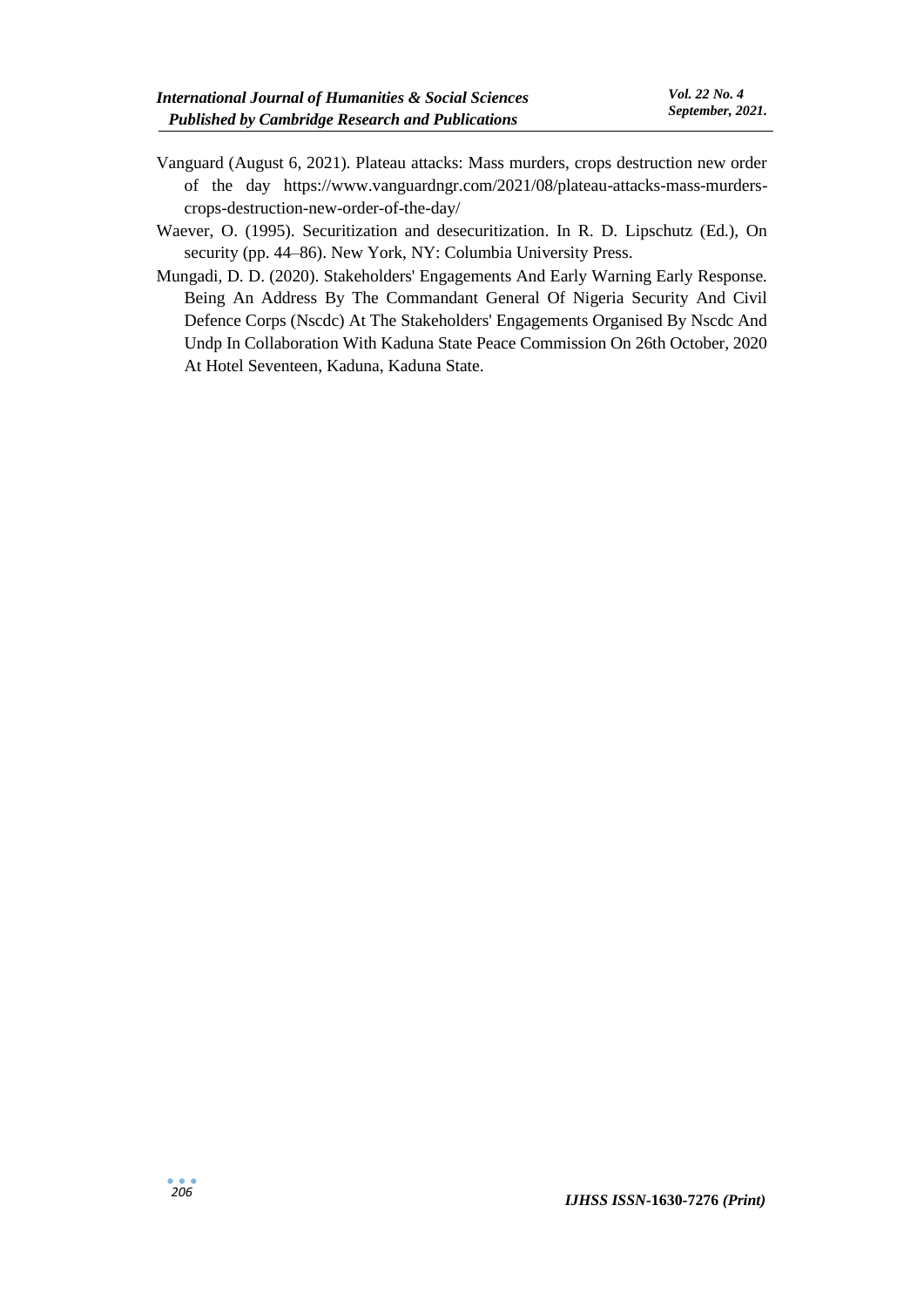Vanguard (August 6, 2021). Plateau attacks: Mass murders, crops destruction new order of the day https://www.vanguardngr.com/2021/08/plateau-attacks-mass-murders-crops-destruction-new-order-of-the-day/

Waever, O. (1995). Securitization and desecuritization. In R. D. Lipschutz (Ed.), On security (pp. 44–86). New York, NY: Columbia University Press.

Mungadi, D. D. (2020). Stakeholders' Engagements And Early Warning Early Response. Being An Address By The Commandant General Of Nigeria Security And Civil Defence Corps (Nscdc) At The Stakeholders' Engagements Organised By Nscdc And Undp In Collaboration With Kaduna State Peace Commission On 26th October, 2020 At Hotel Seventeen, Kaduna, Kaduna State.